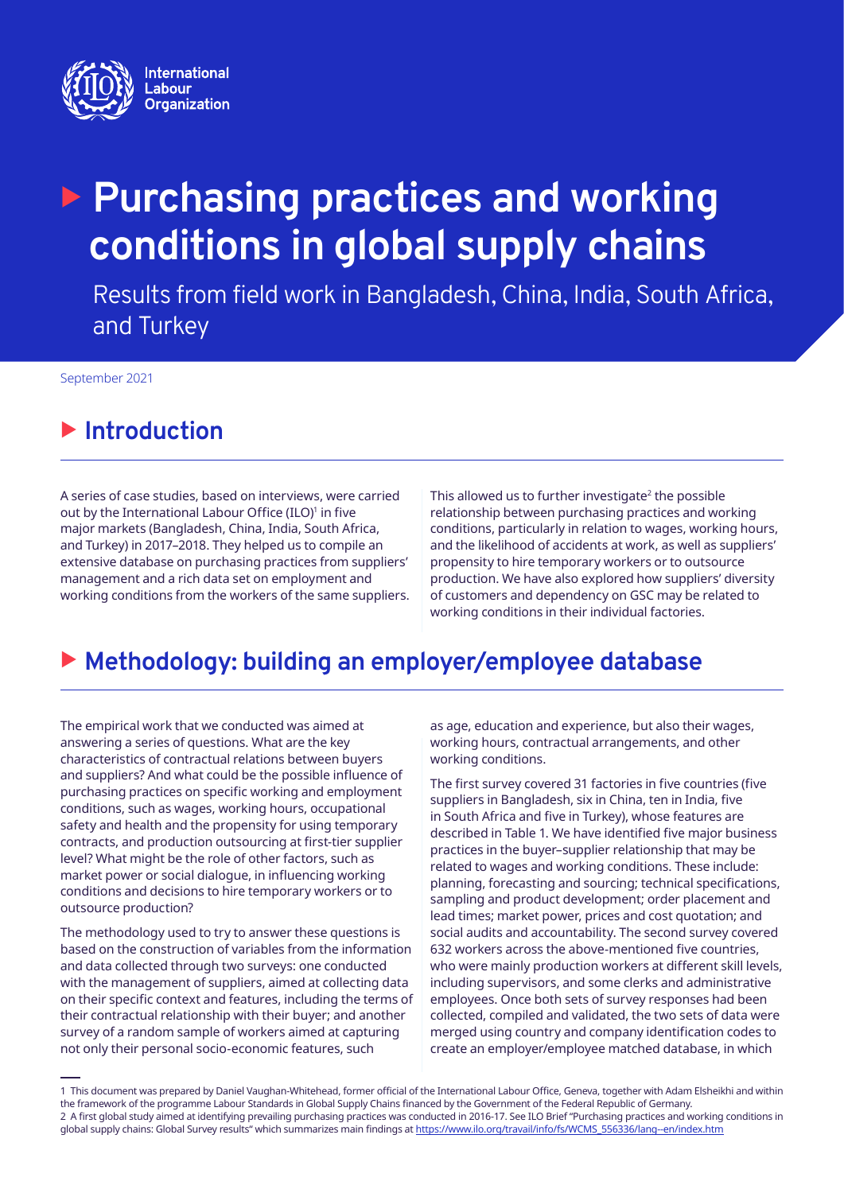International Labour Organization

# Purchasing practices and working conditions in global supply chains

Results from field work in Bangladesh, China, India, South Africa, and Turkey

September 2021

## Introduction

A series of case studies, based on interviews, were carried out by the International Labour Office (ILO)[1] in five major markets (Bangladesh, China, India, South Africa, and Turkey) in 2017–2018. They helped us to compile an extensive database on purchasing practices from suppliers' management and a rich data set on employment and working conditions from the workers of the same suppliers.

This allowed us to further investigate[2] the possible relationship between purchasing practices and working conditions, particularly in relation to wages, working hours, and the likelihood of accidents at work, as well as suppliers' propensity to hire temporary workers or to outsource production. We have also explored how suppliers' diversity of customers and dependency on GSC may be related to working conditions in their individual factories.

## Methodology: building an employer/employee database

The empirical work that we conducted was aimed at answering a series of questions. What are the key characteristics of contractual relations between buyers and suppliers? And what could be the possible influence of purchasing practices on specific working and employment conditions, such as wages, working hours, occupational safety and health and the propensity for using temporary contracts, and production outsourcing at first-tier supplier level? What might be the role of other factors, such as market power or social dialogue, in influencing working conditions and decisions to hire temporary workers or to outsource production?

The methodology used to try to answer these questions is based on the construction of variables from the information and data collected through two surveys: one conducted with the management of suppliers, aimed at collecting data on their specific context and features, including the terms of their contractual relationship with their buyer; and another survey of a random sample of workers aimed at capturing not only their personal socio-economic features, such as age, education and experience, but also their wages, working hours, contractual arrangements, and other working conditions.

The first survey covered 31 factories in five countries (five suppliers in Bangladesh, six in China, ten in India, five in South Africa and five in Turkey), whose features are described in Table 1. We have identified five major business practices in the buyer–supplier relationship that may be related to wages and working conditions. These include: planning, forecasting and sourcing; technical specifications, sampling and product development; order placement and lead times; market power, prices and cost quotation; and social audits and accountability. The second survey covered 632 workers across the above-mentioned five countries, who were mainly production workers at different skill levels, including supervisors, and some clerks and administrative employees. Once both sets of survey responses had been collected, compiled and validated, the two sets of data were merged using country and company identification codes to create an employer/employee matched database, in which

---

1 This document was prepared by Daniel Vaughan-Whitehead, former official of the International Labour Office, Geneva, together with Adam Elsheikhi and within the framework of the programme Labour Standards in Global Supply Chains financed by the Government of the Federal Republic of Germany.

2 A first global study aimed at identifying prevailing purchasing practices was conducted in 2016-17. See ILO Brief "Purchasing practices and working conditions in global supply chains: Global Survey results" which summarizes main findings at https://www.ilo.org/travail/info/fs/WCMS_556336/lang--en/index.htm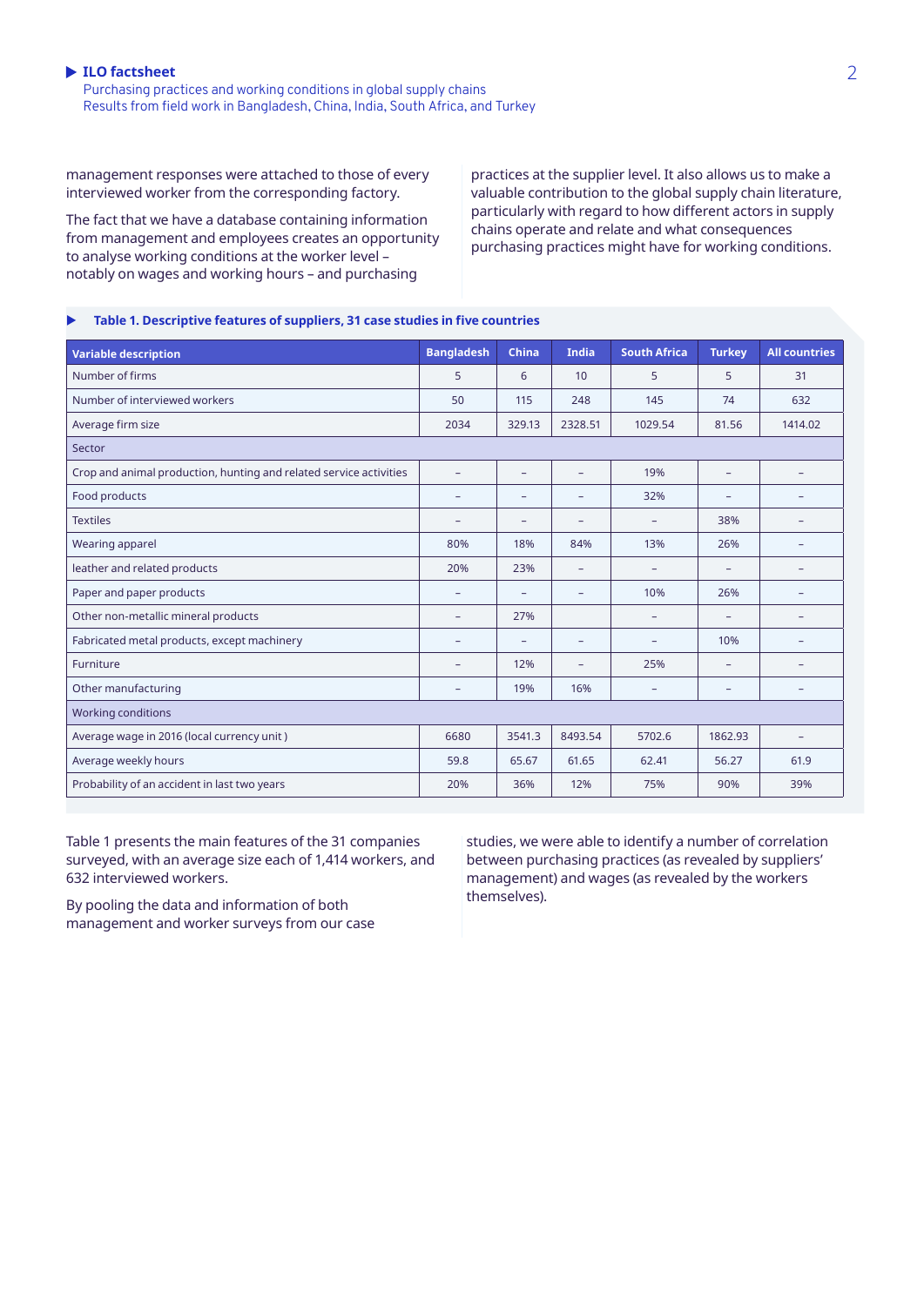management responses were attached to those of every interviewed worker from the corresponding factory.

The fact that we have a database containing information from management and employees creates an opportunity to analyse working conditions at the worker level – notably on wages and working hours – and purchasing practices at the supplier level. It also allows us to make a valuable contribution to the global supply chain literature, particularly with regard to how different actors in supply chains operate and relate and what consequences purchasing practices might have for working conditions.

**Table 1. Descriptive features of suppliers, 31 case studies in five countries**

| Variable description | Bangladesh | China | India | South Africa | Turkey | All countries |
|---|---|---|---|---|---|---|
| Number of firms | 5 | 6 | 10 | 5 | 5 | 31 |
| Number of interviewed workers | 50 | 115 | 248 | 145 | 74 | 632 |
| Average firm size | 2034 | 329.13 | 2328.51 | 1029.54 | 81.56 | 1414.02 |
| Sector | | | | | | |
| Crop and animal production, hunting and related service activities | – | – | – | 19% | – | – |
| Food products | – | – | – | 32% | – | – |
| Textiles | – | – | – | – | 38% | – |
| Wearing apparel | 80% | 18% | 84% | 13% | 26% | – |
| leather and related products | 20% | 23% | – | – | – | – |
| Paper and paper products | – | – | – | 10% | 26% | – |
| Other non-metallic mineral products | – | 27% | | – | – | – |
| Fabricated metal products, except machinery | – | – | – | – | 10% | – |
| Furniture | – | 12% | – | 25% | – | – |
| Other manufacturing | – | 19% | 16% | – | – | – |
| Working conditions | | | | | | |
| Average wage in 2016 (local currency unit ) | 6680 | 3541.3 | 8493.54 | 5702.6 | 1862.93 | – |
| Average weekly hours | 59.8 | 65.67 | 61.65 | 62.41 | 56.27 | 61.9 |
| Probability of an accident in last two years | 20% | 36% | 12% | 75% | 90% | 39% |

Table 1 presents the main features of the 31 companies surveyed, with an average size each of 1,414 workers, and 632 interviewed workers.

By pooling the data and information of both management and worker surveys from our case studies, we were able to identify a number of correlation between purchasing practices (as revealed by suppliers' management) and wages (as revealed by the workers themselves).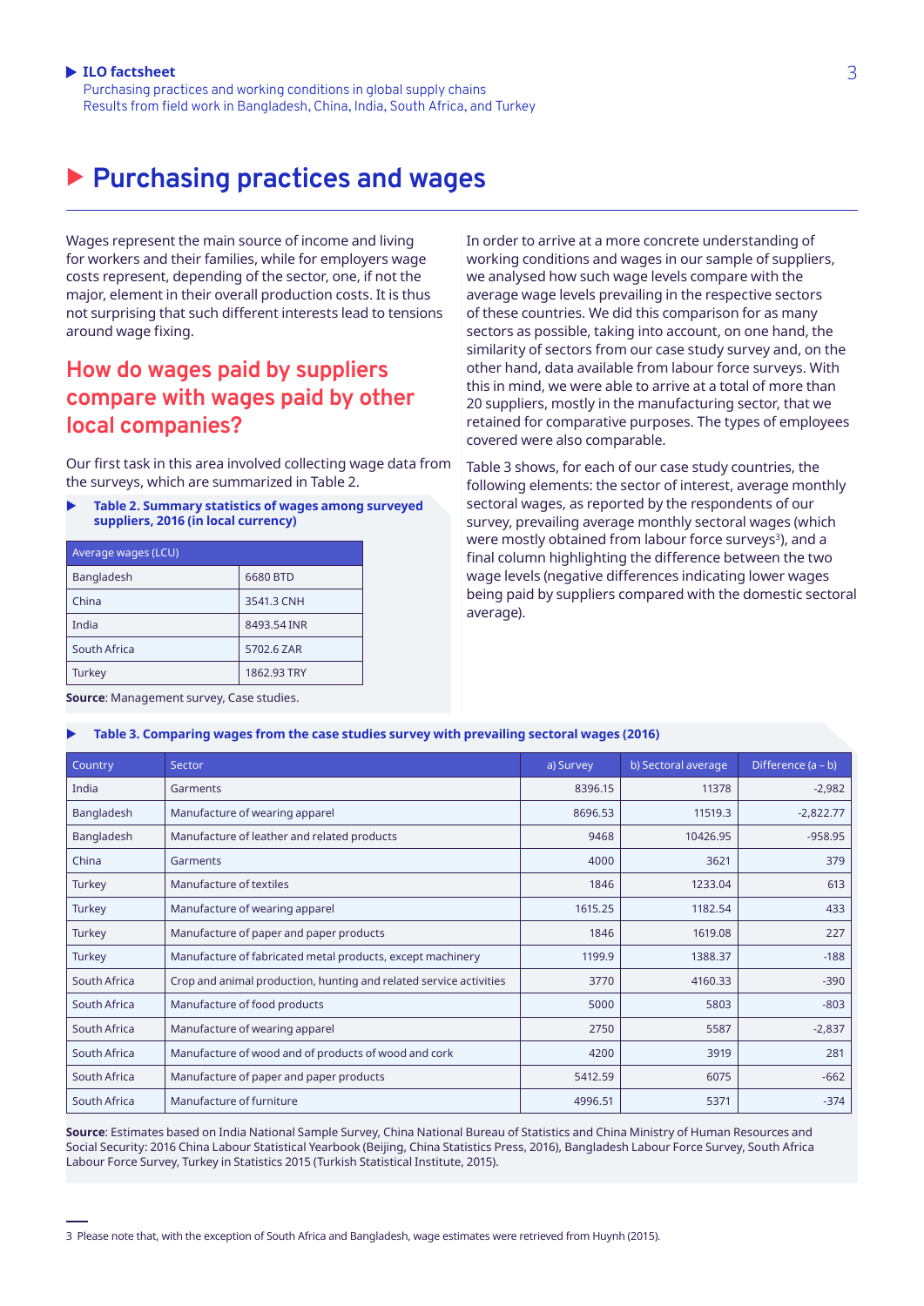# Purchasing practices and wages

Wages represent the main source of income and living for workers and their families, while for employers wage costs represent, depending of the sector, one, if not the major, element in their overall production costs. It is thus not surprising that such different interests lead to tensions around wage fixing.

## How do wages paid by suppliers compare with wages paid by other local companies?

Our first task in this area involved collecting wage data from the surveys, which are summarized in Table 2.

**Table 2. Summary statistics of wages among surveyed suppliers, 2016 (in local currency)**

| Average wages (LCU) | |
|---|---|
| Bangladesh | 6680 BTD |
| China | 3541.3 CNH |
| India | 8493.54 INR |
| South Africa | 5702.6 ZAR |
| Turkey | 1862.93 TRY |

**Source**: Management survey, Case studies.

In order to arrive at a more concrete understanding of working conditions and wages in our sample of suppliers, we analysed how such wage levels compare with the average wage levels prevailing in the respective sectors of these countries. We did this comparison for as many sectors as possible, taking into account, on one hand, the similarity of sectors from our case study survey and, on the other hand, data available from labour force surveys. With this in mind, we were able to arrive at a total of more than 20 suppliers, mostly in the manufacturing sector, that we retained for comparative purposes. The types of employees covered were also comparable.

Table 3 shows, for each of our case study countries, the following elements: the sector of interest, average monthly sectoral wages, as reported by the respondents of our survey, prevailing average monthly sectoral wages (which were mostly obtained from labour force surveys[3]), and a final column highlighting the difference between the two wage levels (negative differences indicating lower wages being paid by suppliers compared with the domestic sectoral average).

**Table 3. Comparing wages from the case studies survey with prevailing sectoral wages (2016)**

| Country | Sector | a) Survey | b) Sectoral average | Difference (a – b) |
|---|---|---|---|---|
| India | Garments | 8396.15 | 11378 | -2,982 |
| Bangladesh | Manufacture of wearing apparel | 8696.53 | 11519.3 | -2,822.77 |
| Bangladesh | Manufacture of leather and related products | 9468 | 10426.95 | -958.95 |
| China | Garments | 4000 | 3621 | 379 |
| Turkey | Manufacture of textiles | 1846 | 1233.04 | 613 |
| Turkey | Manufacture of wearing apparel | 1615.25 | 1182.54 | 433 |
| Turkey | Manufacture of paper and paper products | 1846 | 1619.08 | 227 |
| Turkey | Manufacture of fabricated metal products, except machinery | 1199.9 | 1388.37 | -188 |
| South Africa | Crop and animal production, hunting and related service activities | 3770 | 4160.33 | -390 |
| South Africa | Manufacture of food products | 5000 | 5803 | -803 |
| South Africa | Manufacture of wearing apparel | 2750 | 5587 | -2,837 |
| South Africa | Manufacture of wood and of products of wood and cork | 4200 | 3919 | 281 |
| South Africa | Manufacture of paper and paper products | 5412.59 | 6075 | -662 |
| South Africa | Manufacture of furniture | 4996.51 | 5371 | -374 |

**Source**: Estimates based on India National Sample Survey, China National Bureau of Statistics and China Ministry of Human Resources and Social Security: 2016 China Labour Statistical Yearbook (Beijing, China Statistics Press, 2016), Bangladesh Labour Force Survey, South Africa Labour Force Survey, Turkey in Statistics 2015 (Turkish Statistical Institute, 2015).

3 Please note that, with the exception of South Africa and Bangladesh, wage estimates were retrieved from Huynh (2015).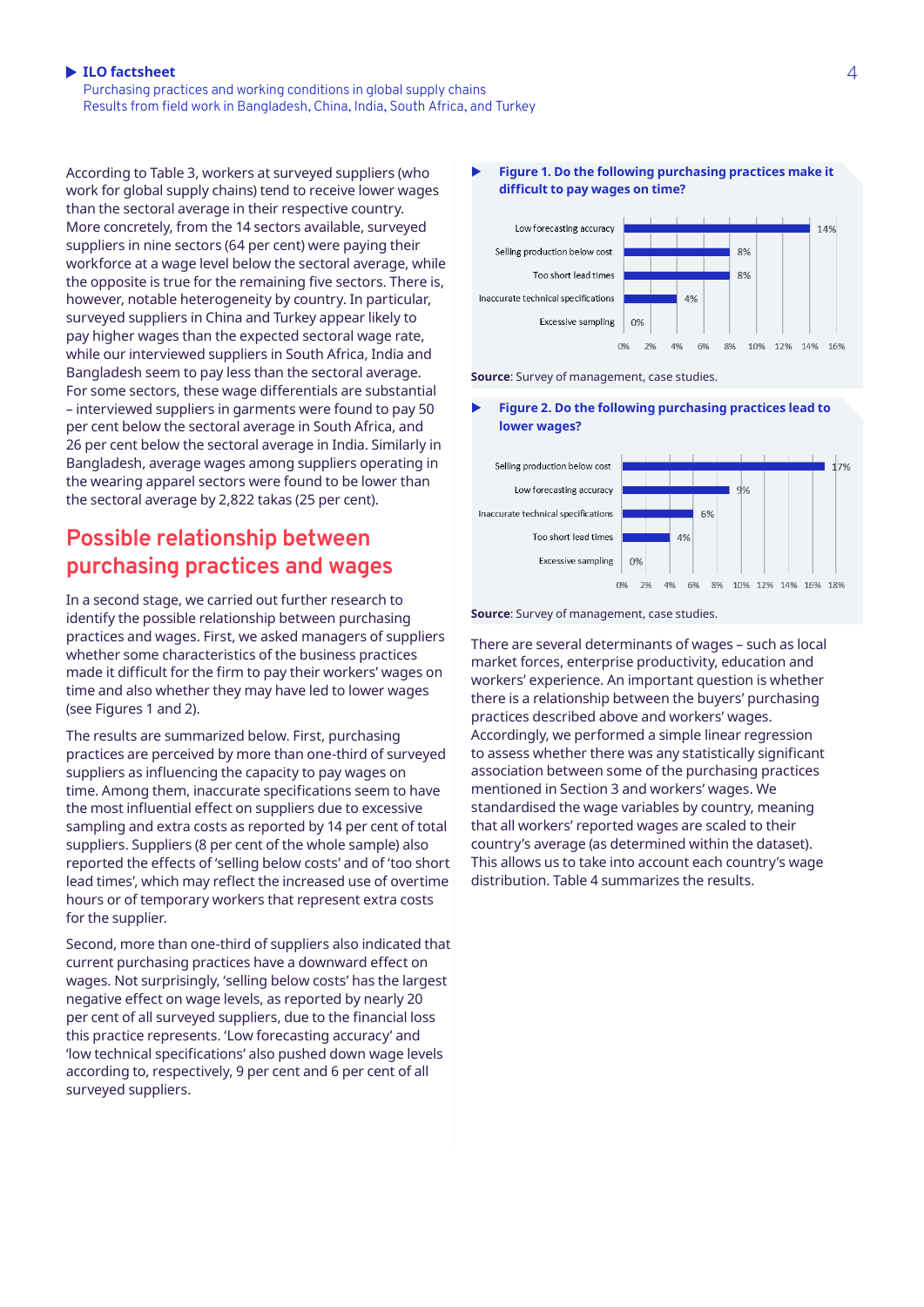According to Table 3, workers at surveyed suppliers (who work for global supply chains) tend to receive lower wages than the sectoral average in their respective country. More concretely, from the 14 sectors available, surveyed suppliers in nine sectors (64 per cent) were paying their workforce at a wage level below the sectoral average, while the opposite is true for the remaining five sectors. There is, however, notable heterogeneity by country. In particular, surveyed suppliers in China and Turkey appear likely to pay higher wages than the expected sectoral wage rate, while our interviewed suppliers in South Africa, India and Bangladesh seem to pay less than the sectoral average. For some sectors, these wage differentials are substantial – interviewed suppliers in garments were found to pay 50 per cent below the sectoral average in South Africa, and 26 per cent below the sectoral average in India. Similarly in Bangladesh, average wages among suppliers operating in the wearing apparel sectors were found to be lower than the sectoral average by 2,822 takas (25 per cent).

## Possible relationship between purchasing practices and wages

In a second stage, we carried out further research to identify the possible relationship between purchasing practices and wages. First, we asked managers of suppliers whether some characteristics of the business practices made it difficult for the firm to pay their workers' wages on time and also whether they may have led to lower wages (see Figures 1 and 2).

The results are summarized below. First, purchasing practices are perceived by more than one-third of surveyed suppliers as influencing the capacity to pay wages on time. Among them, inaccurate specifications seem to have the most influential effect on suppliers due to excessive sampling and extra costs as reported by 14 per cent of total suppliers. Suppliers (8 per cent of the whole sample) also reported the effects of 'selling below costs' and of 'too short lead times', which may reflect the increased use of overtime hours or of temporary workers that represent extra costs for the supplier.

Second, more than one-third of suppliers also indicated that current purchasing practices have a downward effect on wages. Not surprisingly, 'selling below costs' has the largest negative effect on wage levels, as reported by nearly 20 per cent of all surveyed suppliers, due to the financial loss this practice represents. 'Low forecasting accuracy' and 'low technical specifications' also pushed down wage levels according to, respectively, 9 per cent and 6 per cent of all surveyed suppliers.

**Figure 1. Do the following purchasing practices make it difficult to pay wages on time?**

| Practice | Share |
|---|---|
| Low forecasting accuracy | 14% |
| Selling production below cost | 8% |
| Too short lead times | 8% |
| Inaccurate technical specifications | 4% |
| Excessive sampling | 0% |

**Source**: Survey of management, case studies.

**Figure 2. Do the following purchasing practices lead to lower wages?**

| Practice | Share |
|---|---|
| Selling production below cost | 17% |
| Low forecasting accuracy | 9% |
| Inaccurate technical specifications | 6% |
| Too short lead times | 4% |
| Excessive sampling | 0% |

**Source**: Survey of management, case studies.

There are several determinants of wages – such as local market forces, enterprise productivity, education and workers' experience. An important question is whether there is a relationship between the buyers' purchasing practices described above and workers' wages. Accordingly, we performed a simple linear regression to assess whether there was any statistically significant association between some of the purchasing practices mentioned in Section 3 and workers' wages. We standardised the wage variables by country, meaning that all workers' reported wages are scaled to their country's average (as determined within the dataset). This allows us to take into account each country's wage distribution. Table 4 summarizes the results.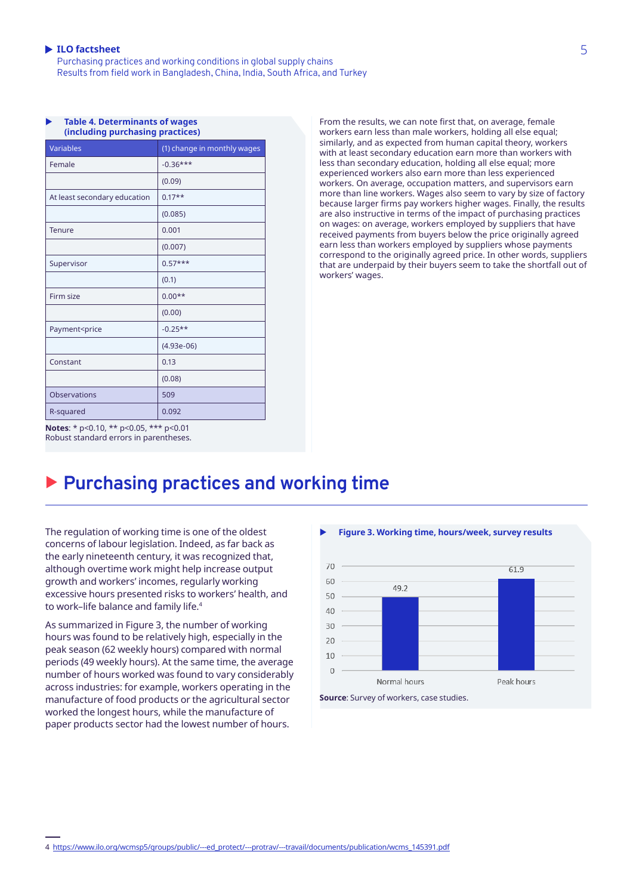**Table 4. Determinants of wages (including purchasing practices)**

| Variables | (1) change in monthly wages |
|---|---|
| Female | -0.36*** |
| | (0.09) |
| At least secondary education | 0.17** |
| | (0.085) |
| Tenure | 0.001 |
| | (0.007) |
| Supervisor | 0.57*** |
| | (0.1) |
| Firm size | 0.00** |
| | (0.00) |
| Payment<price | -0.25** |
| | (4.93e-06) |
| Constant | 0.13 |
| | (0.08) |
| Observations | 509 |
| R-squared | 0.092 |

**Notes**: * p<0.10, ** p<0.05, *** p<0.01
Robust standard errors in parentheses.

From the results, we can note first that, on average, female workers earn less than male workers, holding all else equal; similarly, and as expected from human capital theory, workers with at least secondary education earn more than workers with less than secondary education, holding all else equal; more experienced workers also earn more than less experienced workers. On average, occupation matters, and supervisors earn more than line workers. Wages also seem to vary by size of factory because larger firms pay workers higher wages. Finally, the results are also instructive in terms of the impact of purchasing practices on wages: on average, workers employed by suppliers that have received payments from buyers below the price originally agreed earn less than workers employed by suppliers whose payments correspond to the originally agreed price. In other words, suppliers that are underpaid by their buyers seem to take the shortfall out of workers' wages.

## Purchasing practices and working time

The regulation of working time is one of the oldest concerns of labour legislation. Indeed, as far back as the early nineteenth century, it was recognized that, although overtime work might help increase output growth and workers' incomes, regularly working excessive hours presented risks to workers' health, and to work–life balance and family life.[4]

As summarized in Figure 3, the number of working hours was found to be relatively high, especially in the peak season (62 weekly hours) compared with normal periods (49 weekly hours). At the same time, the average number of hours worked was found to vary considerably across industries: for example, workers operating in the manufacture of food products or the agricultural sector worked the longest hours, while the manufacture of paper products sector had the lowest number of hours.

**Figure 3. Working time, hours/week, survey results**

| | Normal hours | Peak hours |
|---|---|---|
| Hours/week | 49.2 | 61.9 |

**Source**: Survey of workers, case studies.

4 https://www.ilo.org/wcmsp5/groups/public/---ed_protect/---protrav/---travail/documents/publication/wcms_145391.pdf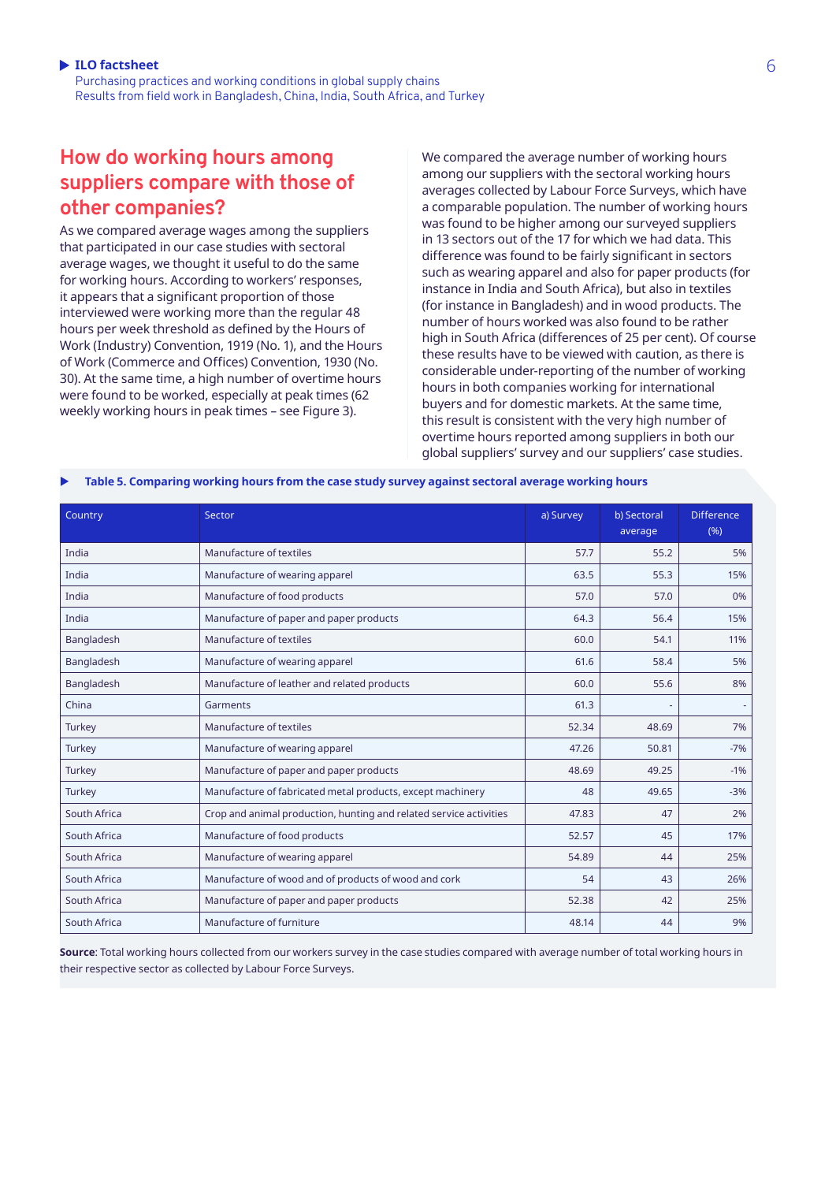## How do working hours among suppliers compare with those of other companies?

As we compared average wages among the suppliers that participated in our case studies with sectoral average wages, we thought it useful to do the same for working hours. According to workers' responses, it appears that a significant proportion of those interviewed were working more than the regular 48 hours per week threshold as defined by the Hours of Work (Industry) Convention, 1919 (No. 1), and the Hours of Work (Commerce and Offices) Convention, 1930 (No. 30). At the same time, a high number of overtime hours were found to be worked, especially at peak times (62 weekly working hours in peak times – see Figure 3).

We compared the average number of working hours among our suppliers with the sectoral working hours averages collected by Labour Force Surveys, which have a comparable population. The number of working hours was found to be higher among our surveyed suppliers in 13 sectors out of the 17 for which we had data. This difference was found to be fairly significant in sectors such as wearing apparel and also for paper products (for instance in India and South Africa), but also in textiles (for instance in Bangladesh) and in wood products. The number of hours worked was also found to be rather high in South Africa (differences of 25 per cent). Of course these results have to be viewed with caution, as there is considerable under-reporting of the number of working hours in both companies working for international buyers and for domestic markets. At the same time, this result is consistent with the very high number of overtime hours reported among suppliers in both our global suppliers' survey and our suppliers' case studies.

**Table 5. Comparing working hours from the case study survey against sectoral average working hours**

| Country | Sector | a) Survey | b) Sectoral average | Difference (%) |
|---|---|---|---|---|
| India | Manufacture of textiles | 57.7 | 55.2 | 5% |
| India | Manufacture of wearing apparel | 63.5 | 55.3 | 15% |
| India | Manufacture of food products | 57.0 | 57.0 | 0% |
| India | Manufacture of paper and paper products | 64.3 | 56.4 | 15% |
| Bangladesh | Manufacture of textiles | 60.0 | 54.1 | 11% |
| Bangladesh | Manufacture of wearing apparel | 61.6 | 58.4 | 5% |
| Bangladesh | Manufacture of leather and related products | 60.0 | 55.6 | 8% |
| China | Garments | 61.3 | - | - |
| Turkey | Manufacture of textiles | 52.34 | 48.69 | 7% |
| Turkey | Manufacture of wearing apparel | 47.26 | 50.81 | -7% |
| Turkey | Manufacture of paper and paper products | 48.69 | 49.25 | -1% |
| Turkey | Manufacture of fabricated metal products, except machinery | 48 | 49.65 | -3% |
| South Africa | Crop and animal production, hunting and related service activities | 47.83 | 47 | 2% |
| South Africa | Manufacture of food products | 52.57 | 45 | 17% |
| South Africa | Manufacture of wearing apparel | 54.89 | 44 | 25% |
| South Africa | Manufacture of wood and of products of wood and cork | 54 | 43 | 26% |
| South Africa | Manufacture of paper and paper products | 52.38 | 42 | 25% |
| South Africa | Manufacture of furniture | 48.14 | 44 | 9% |

**Source**: Total working hours collected from our workers survey in the case studies compared with average number of total working hours in their respective sector as collected by Labour Force Surveys.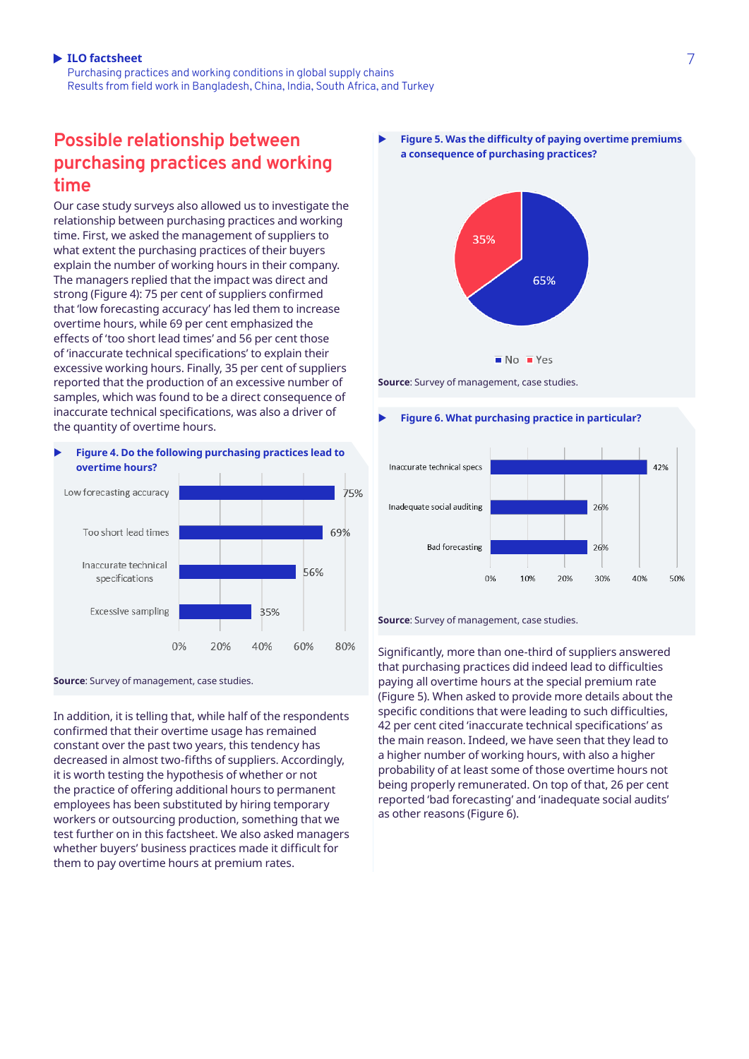## Possible relationship between purchasing practices and working time

Our case study surveys also allowed us to investigate the relationship between purchasing practices and working time. First, we asked the management of suppliers to what extent the purchasing practices of their buyers explain the number of working hours in their company. The managers replied that the impact was direct and strong (Figure 4): 75 per cent of suppliers confirmed that 'low forecasting accuracy' has led them to increase overtime hours, while 69 per cent emphasized the effects of 'too short lead times' and 56 per cent those of 'inaccurate technical specifications' to explain their excessive working hours. Finally, 35 per cent of suppliers reported that the production of an excessive number of samples, which was found to be a direct consequence of inaccurate technical specifications, was also a driver of the quantity of overtime hours.

**Figure 4. Do the following purchasing practices lead to overtime hours?**

| Purchasing practice | Share |
|---|---|
| Low forecasting accuracy | 75% |
| Too short lead times | 69% |
| Inaccurate technical specifications | 56% |
| Excessive sampling | 35% |

**Source**: Survey of management, case studies.

In addition, it is telling that, while half of the respondents confirmed that their overtime usage has remained constant over the past two years, this tendency has decreased in almost two-fifths of suppliers. Accordingly, it is worth testing the hypothesis of whether or not the practice of offering additional hours to permanent employees has been substituted by hiring temporary workers or outsourcing production, something that we test further on in this factsheet. We also asked managers whether buyers' business practices made it difficult for them to pay overtime hours at premium rates.

**Figure 5. Was the difficulty of paying overtime premiums a consequence of purchasing practices?**

| Answer | Share |
|---|---|
| No | 65% |
| Yes | 35% |

**Source**: Survey of management, case studies.

**Figure 6. What purchasing practice in particular?**

| Purchasing practice | Share |
|---|---|
| Inaccurate technical specs | 42% |
| Inadequate social auditing | 26% |
| Bad forecasting | 26% |

**Source**: Survey of management, case studies.

Significantly, more than one-third of suppliers answered that purchasing practices did indeed lead to difficulties paying all overtime hours at the special premium rate (Figure 5). When asked to provide more details about the specific conditions that were leading to such difficulties, 42 per cent cited 'inaccurate technical specifications' as the main reason. Indeed, we have seen that they lead to a higher number of working hours, with also a higher probability of at least some of those overtime hours not being properly remunerated. On top of that, 26 per cent reported 'bad forecasting' and 'inadequate social audits' as other reasons (Figure 6).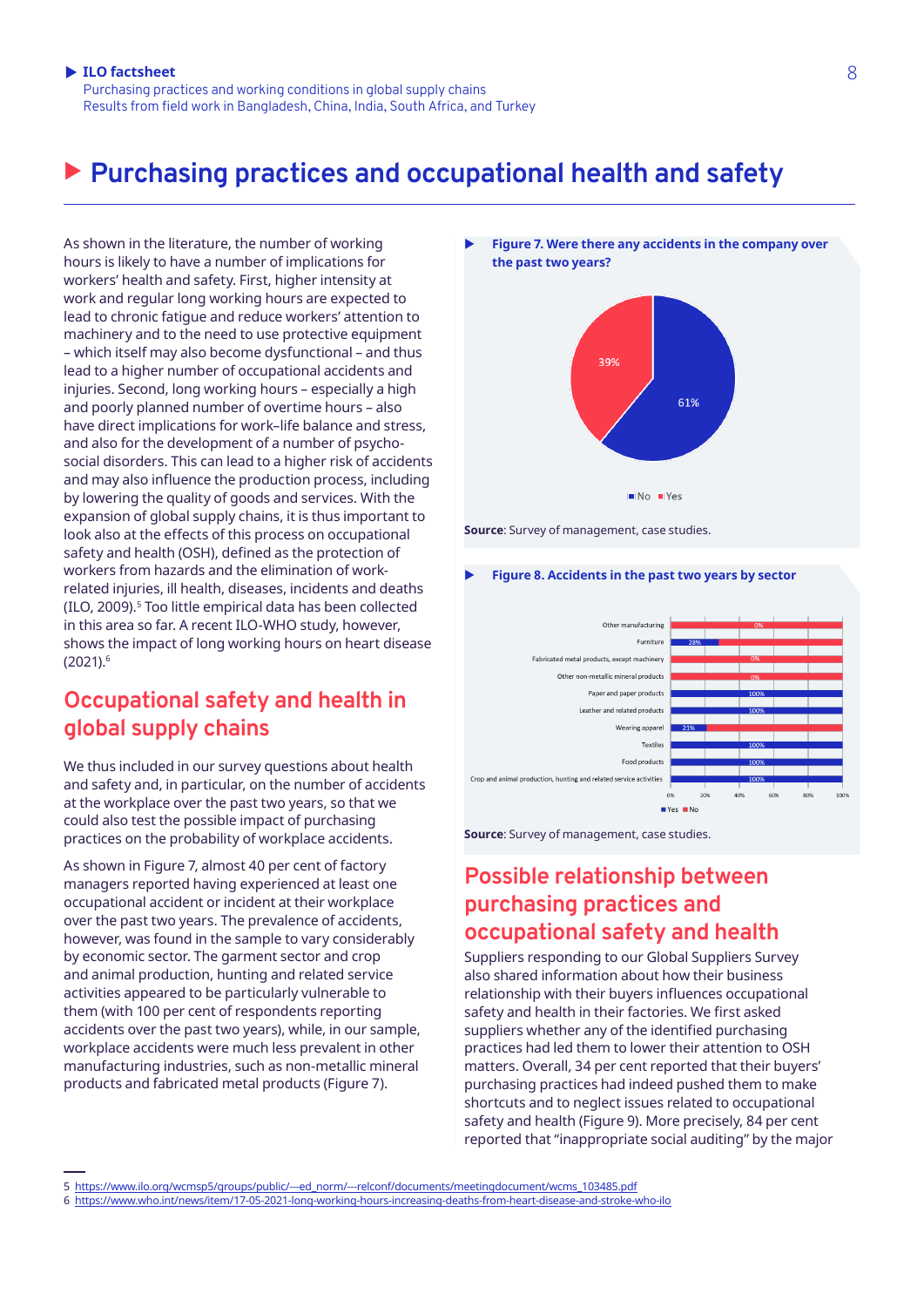# Purchasing practices and occupational health and safety

As shown in the literature, the number of working hours is likely to have a number of implications for workers' health and safety. First, higher intensity at work and regular long working hours are expected to lead to chronic fatigue and reduce workers' attention to machinery and to the need to use protective equipment – which itself may also become dysfunctional – and thus lead to a higher number of occupational accidents and injuries. Second, long working hours – especially a high and poorly planned number of overtime hours – also have direct implications for work–life balance and stress, and also for the development of a number of psycho-social disorders. This can lead to a higher risk of accidents and may also influence the production process, including by lowering the quality of goods and services. With the expansion of global supply chains, it is thus important to look also at the effects of this process on occupational safety and health (OSH), defined as the protection of workers from hazards and the elimination of work-related injuries, ill health, diseases, incidents and deaths (ILO, 2009).[5] Too little empirical data has been collected in this area so far. A recent ILO-WHO study, however, shows the impact of long working hours on heart disease (2021).[6]

## Occupational safety and health in global supply chains

We thus included in our survey questions about health and safety and, in particular, on the number of accidents at the workplace over the past two years, so that we could also test the possible impact of purchasing practices on the probability of workplace accidents.

As shown in Figure 7, almost 40 per cent of factory managers reported having experienced at least one occupational accident or incident at their workplace over the past two years. The prevalence of accidents, however, was found in the sample to vary considerably by economic sector. The garment sector and crop and animal production, hunting and related service activities appeared to be particularly vulnerable to them (with 100 per cent of respondents reporting accidents over the past two years), while, in our sample, workplace accidents were much less prevalent in other manufacturing industries, such as non-metallic mineral products and fabricated metal products (Figure 7).

**Figure 7. Were there any accidents in the company over the past two years?**

| Response | Share |
|---|---|
| No | 61% |
| Yes | 39% |

**Source**: Survey of management, case studies.

**Figure 8. Accidents in the past two years by sector**

| Sector | Yes |
|---|---|
| Other manufacturing | 0% |
| Furniture | 28% |
| Fabricated metal products, except machinery | 0% |
| Other non-metallic mineral products | 0% |
| Paper and paper products | 100% |
| Leather and related products | 100% |
| Wearing apparel | 21% |
| Textiles | 100% |
| Food products | 100% |
| Crop and animal production, hunting and related service activities | 100% |

**Source**: Survey of management, case studies.

## Possible relationship between purchasing practices and occupational safety and health

Suppliers responding to our Global Suppliers Survey also shared information about how their business relationship with their buyers influences occupational safety and health in their factories. We first asked suppliers whether any of the identified purchasing practices had led them to lower their attention to OSH matters. Overall, 34 per cent reported that their buyers' purchasing practices had indeed pushed them to make shortcuts and to neglect issues related to occupational safety and health (Figure 9). More precisely, 84 per cent reported that "inappropriate social auditing" by the major

---

5 https://www.ilo.org/wcmsp5/groups/public/---ed_norm/---relconf/documents/meetingdocument/wcms_103485.pdf

6 https://www.who.int/news/item/17-05-2021-long-working-hours-increasing-deaths-from-heart-disease-and-stroke-who-ilo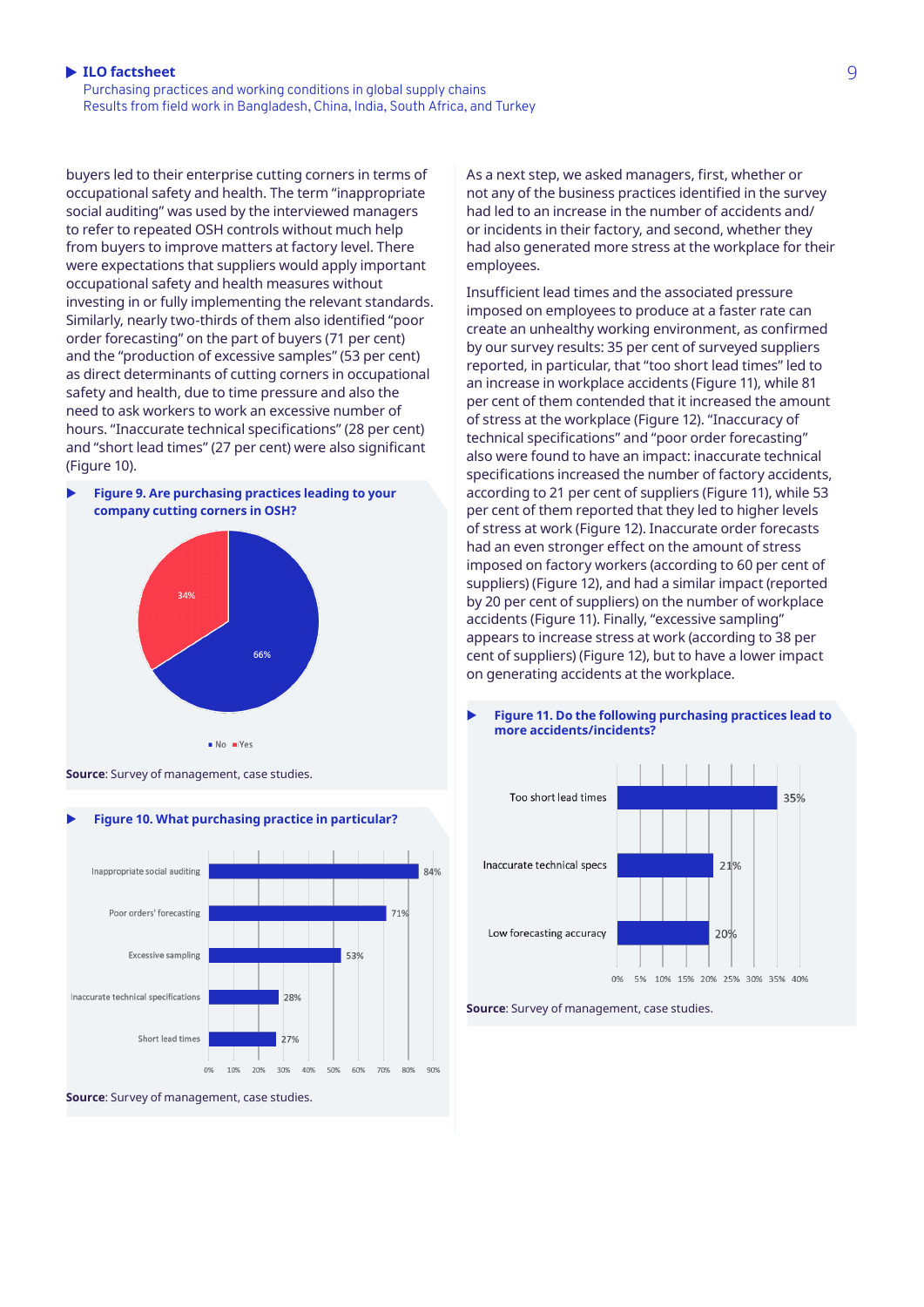buyers led to their enterprise cutting corners in terms of occupational safety and health. The term "inappropriate social auditing" was used by the interviewed managers to refer to repeated OSH controls without much help from buyers to improve matters at factory level. There were expectations that suppliers would apply important occupational safety and health measures without investing in or fully implementing the relevant standards. Similarly, nearly two-thirds of them also identified "poor order forecasting" on the part of buyers (71 per cent) and the "production of excessive samples" (53 per cent) as direct determinants of cutting corners in occupational safety and health, due to time pressure and also the need to ask workers to work an excessive number of hours. "Inaccurate technical specifications" (28 per cent) and "short lead times" (27 per cent) were also significant (Figure 10).

**Figure 9. Are purchasing practices leading to your company cutting corners in OSH?**

| Response | Share |
|---|---|
| No | 66% |
| Yes | 34% |

**Source**: Survey of management, case studies.

**Figure 10. What purchasing practice in particular?**

| Purchasing practice | Share |
|---|---|
| Inappropriate social auditing | 84% |
| Poor orders' forecasting | 71% |
| Excessive sampling | 53% |
| Inaccurate technical specifications | 28% |
| Short lead times | 27% |

**Source**: Survey of management, case studies.

As a next step, we asked managers, first, whether or not any of the business practices identified in the survey had led to an increase in the number of accidents and/or incidents in their factory, and second, whether they had also generated more stress at the workplace for their employees.

Insufficient lead times and the associated pressure imposed on employees to produce at a faster rate can create an unhealthy working environment, as confirmed by our survey results: 35 per cent of surveyed suppliers reported, in particular, that "too short lead times" led to an increase in workplace accidents (Figure 11), while 81 per cent of them contended that it increased the amount of stress at the workplace (Figure 12). "Inaccuracy of technical specifications" and "poor order forecasting" also were found to have an impact: inaccurate technical specifications increased the number of factory accidents, according to 21 per cent of suppliers (Figure 11), while 53 per cent of them reported that they led to higher levels of stress at work (Figure 12). Inaccurate order forecasts had an even stronger effect on the amount of stress imposed on factory workers (according to 60 per cent of suppliers) (Figure 12), and had a similar impact (reported by 20 per cent of suppliers) on the number of workplace accidents (Figure 11). Finally, "excessive sampling" appears to increase stress at work (according to 38 per cent of suppliers) (Figure 12), but to have a lower impact on generating accidents at the workplace.

**Figure 11. Do the following purchasing practices lead to more accidents/incidents?**

| Purchasing practice | Share |
|---|---|
| Too short lead times | 35% |
| Inaccurate technical specs | 21% |
| Low forecasting accuracy | 20% |

**Source**: Survey of management, case studies.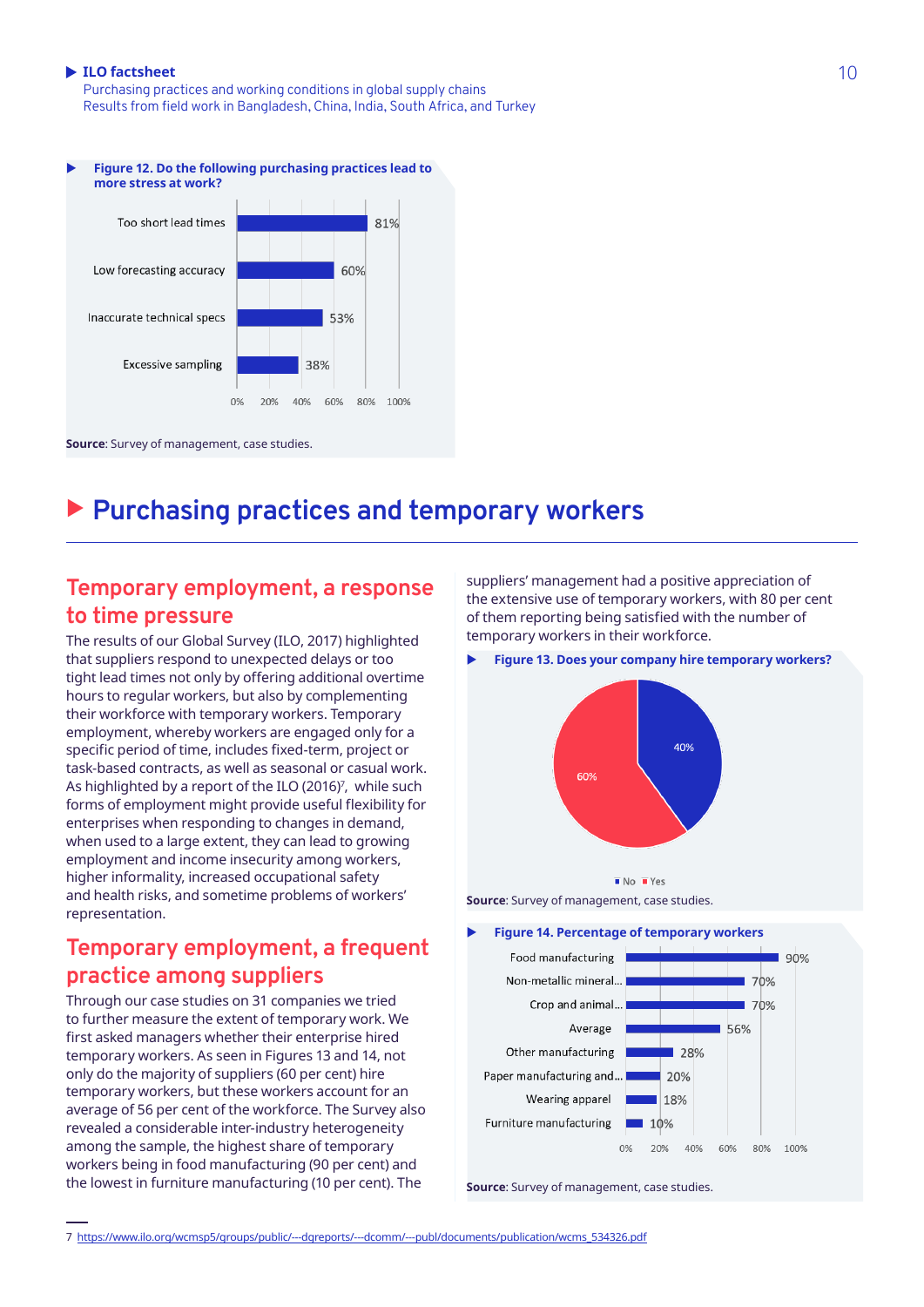**Figure 12. Do the following purchasing practices lead to more stress at work?**

| Purchasing practice | Share |
|---|---|
| Too short lead times | 81% |
| Low forecasting accuracy | 60% |
| Inaccurate technical specs | 53% |
| Excessive sampling | 38% |

**Source**: Survey of management, case studies.

# Purchasing practices and temporary workers

## Temporary employment, a response to time pressure

The results of our Global Survey (ILO, 2017) highlighted that suppliers respond to unexpected delays or too tight lead times not only by offering additional overtime hours to regular workers, but also by complementing their workforce with temporary workers. Temporary employment, whereby workers are engaged only for a specific period of time, includes fixed-term, project or task-based contracts, as well as seasonal or casual work. As highlighted by a report of the ILO (2016)[7], while such forms of employment might provide useful flexibility for enterprises when responding to changes in demand, when used to a large extent, they can lead to growing employment and income insecurity among workers, higher informality, increased occupational safety and health risks, and sometime problems of workers' representation.

## Temporary employment, a frequent practice among suppliers

Through our case studies on 31 companies we tried to further measure the extent of temporary work. We first asked managers whether their enterprise hired temporary workers. As seen in Figures 13 and 14, not only do the majority of suppliers (60 per cent) hire temporary workers, but these workers account for an average of 56 per cent of the workforce. The Survey also revealed a considerable inter-industry heterogeneity among the sample, the highest share of temporary workers being in food manufacturing (90 per cent) and the lowest in furniture manufacturing (10 per cent). The suppliers' management had a positive appreciation of the extensive use of temporary workers, with 80 per cent of them reporting being satisfied with the number of temporary workers in their workforce.

**Figure 13. Does your company hire temporary workers?**

| Answer | Share |
|---|---|
| No | 40% |
| Yes | 60% |

**Source**: Survey of management, case studies.

**Figure 14. Percentage of temporary workers**

| Industry | Share |
|---|---|
| Food manufacturing | 90% |
| Non-metallic mineral... | 70% |
| Crop and animal... | 70% |
| Average | 56% |
| Other manufacturing | 28% |
| Paper manufacturing and... | 20% |
| Wearing apparel | 18% |
| Furniture manufacturing | 10% |

**Source**: Survey of management, case studies.

7 https://www.ilo.org/wcmsp5/groups/public/---dgreports/---dcomm/---publ/documents/publication/wcms_534326.pdf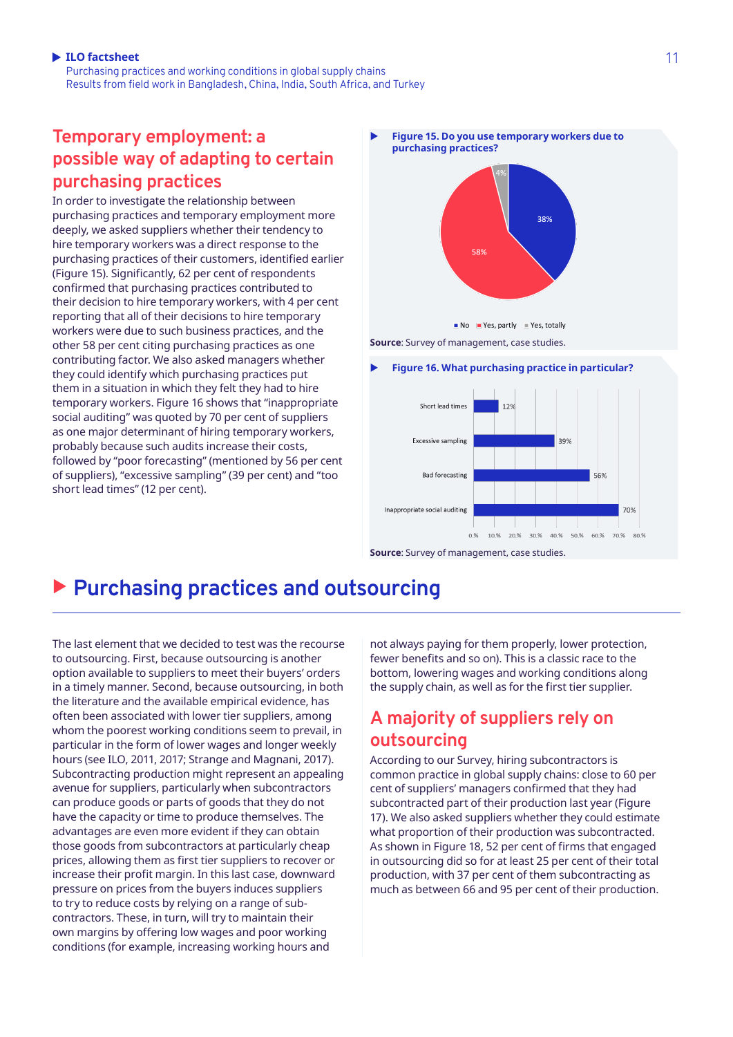## Temporary employment: a possible way of adapting to certain purchasing practices

In order to investigate the relationship between purchasing practices and temporary employment more deeply, we asked suppliers whether their tendency to hire temporary workers was a direct response to the purchasing practices of their customers, identified earlier (Figure 15). Significantly, 62 per cent of respondents confirmed that purchasing practices contributed to their decision to hire temporary workers, with 4 per cent reporting that all of their decisions to hire temporary workers were due to such business practices, and the other 58 per cent citing purchasing practices as one contributing factor. We also asked managers whether they could identify which purchasing practices put them in a situation in which they felt they had to hire temporary workers. Figure 16 shows that "inappropriate social auditing" was quoted by 70 per cent of suppliers as one major determinant of hiring temporary workers, probably because such audits increase their costs, followed by "poor forecasting" (mentioned by 56 per cent of suppliers), "excessive sampling" (39 per cent) and "too short lead times" (12 per cent).

**Figure 15. Do you use temporary workers due to purchasing practices?**

| Response | Share |
|---|---|
| No | 38% |
| Yes, partly | 58% |
| Yes, totally | 4% |

**Source**: Survey of management, case studies.

**Figure 16. What purchasing practice in particular?**

| Purchasing practice | Share |
|---|---|
| Short lead times | 12% |
| Excessive sampling | 39% |
| Bad forecasting | 56% |
| Inappropriate social auditing | 70% |

**Source**: Survey of management, case studies.

# Purchasing practices and outsourcing

The last element that we decided to test was the recourse to outsourcing. First, because outsourcing is another option available to suppliers to meet their buyers' orders in a timely manner. Second, because outsourcing, in both the literature and the available empirical evidence, has often been associated with lower tier suppliers, among whom the poorest working conditions seem to prevail, in particular in the form of lower wages and longer weekly hours (see ILO, 2011, 2017; Strange and Magnani, 2017). Subcontracting production might represent an appealing avenue for suppliers, particularly when subcontractors can produce goods or parts of goods that they do not have the capacity or time to produce themselves. The advantages are even more evident if they can obtain those goods from subcontractors at particularly cheap prices, allowing them as first tier suppliers to recover or increase their profit margin. In this last case, downward pressure on prices from the buyers induces suppliers to try to reduce costs by relying on a range of sub-contractors. These, in turn, will try to maintain their own margins by offering low wages and poor working conditions (for example, increasing working hours and not always paying for them properly, lower protection, fewer benefits and so on). This is a classic race to the bottom, lowering wages and working conditions along the supply chain, as well as for the first tier supplier.

## A majority of suppliers rely on outsourcing

According to our Survey, hiring subcontractors is common practice in global supply chains: close to 60 per cent of suppliers' managers confirmed that they had subcontracted part of their production last year (Figure 17). We also asked suppliers whether they could estimate what proportion of their production was subcontracted. As shown in Figure 18, 52 per cent of firms that engaged in outsourcing did so for at least 25 per cent of their total production, with 37 per cent of them subcontracting as much as between 66 and 95 per cent of their production.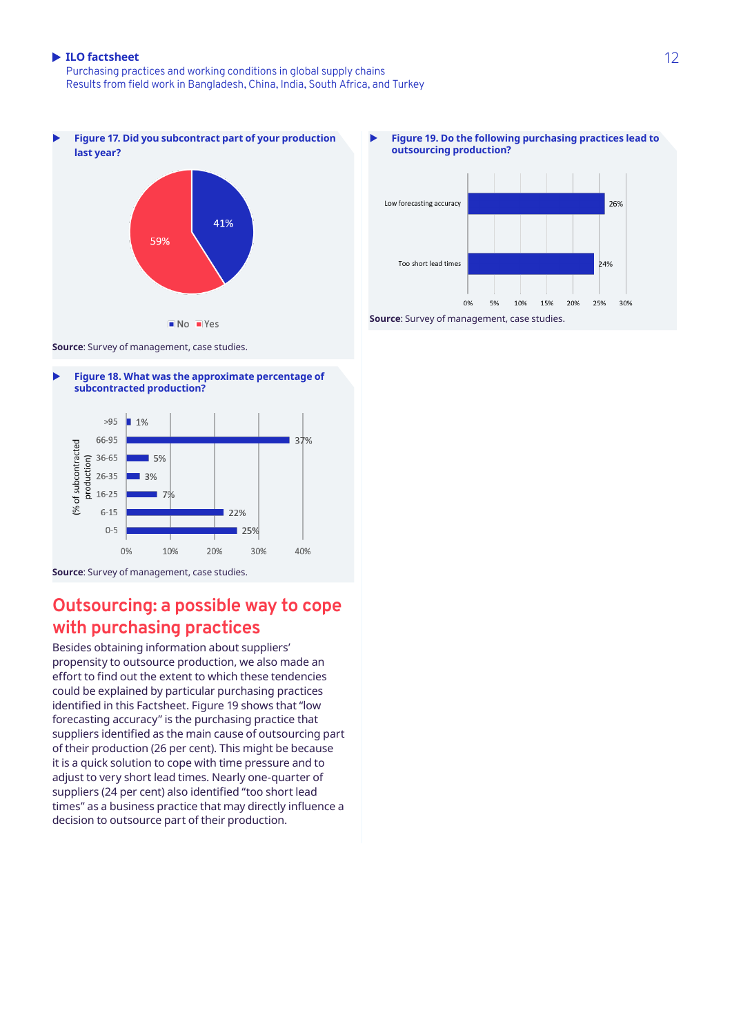**Figure 17. Did you subcontract part of your production last year?**

| Response | Share |
|---|---|
| No | 59% |
| Yes | 41% |

**Source**: Survey of management, case studies.

**Figure 18. What was the approximate percentage of subcontracted production?**

| (% of subcontracted production) | Share |
|---|---|
| >95 | 1% |
| 66-95 | 37% |
| 36-65 | 5% |
| 26-35 | 3% |
| 16-25 | 7% |
| 6-15 | 22% |
| 0-5 | 25% |

**Source**: Survey of management, case studies.

## Outsourcing: a possible way to cope with purchasing practices

Besides obtaining information about suppliers' propensity to outsource production, we also made an effort to find out the extent to which these tendencies could be explained by particular purchasing practices identified in this Factsheet. Figure 19 shows that "low forecasting accuracy" is the purchasing practice that suppliers identified as the main cause of outsourcing part of their production (26 per cent). This might be because it is a quick solution to cope with time pressure and to adjust to very short lead times. Nearly one-quarter of suppliers (24 per cent) also identified "too short lead times" as a business practice that may directly influence a decision to outsource part of their production.

**Figure 19. Do the following purchasing practices lead to outsourcing production?**

| Purchasing practice | Share |
|---|---|
| Low forecasting accuracy | 26% |
| Too short lead times | 24% |

**Source**: Survey of management, case studies.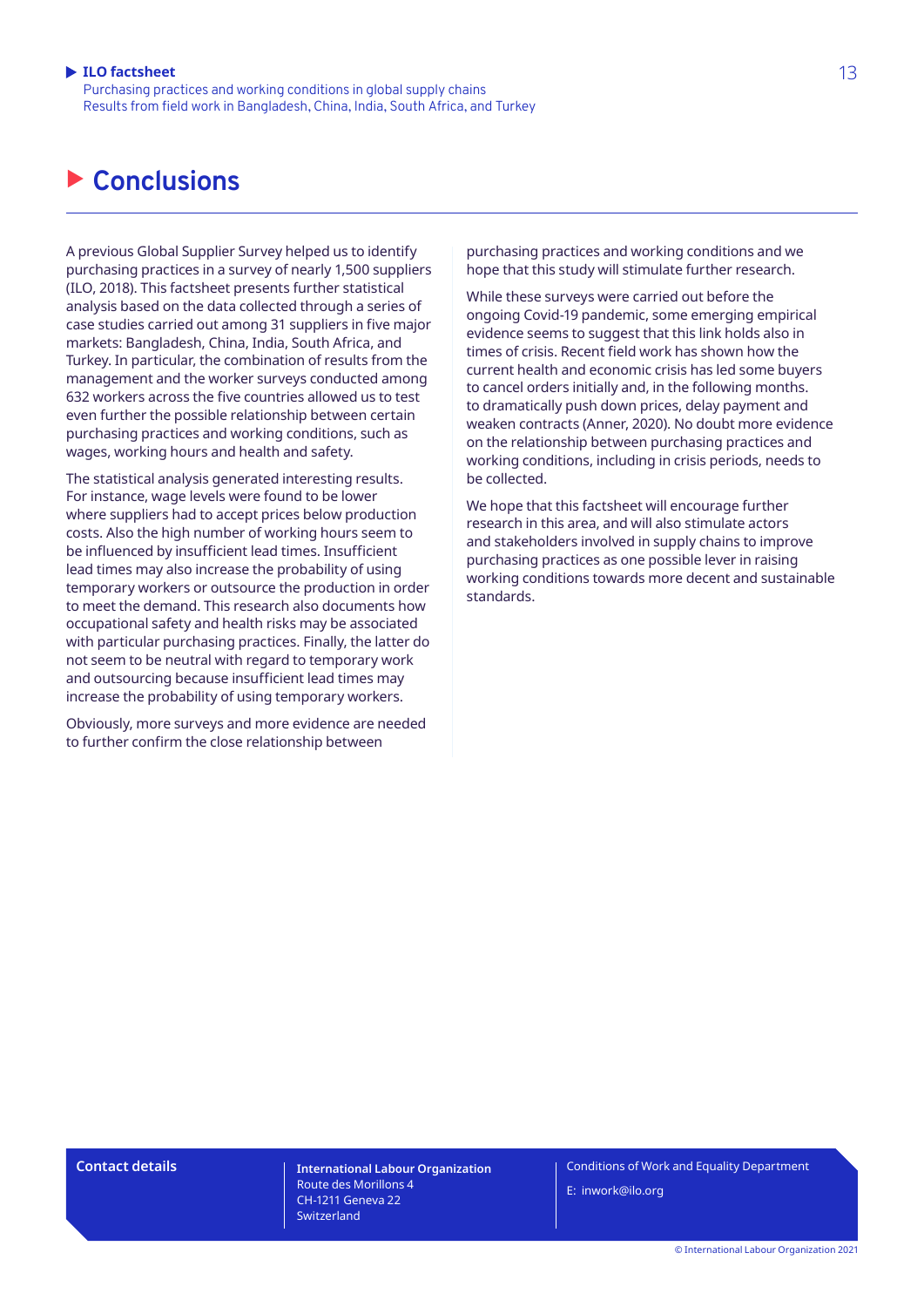# Conclusions

A previous Global Supplier Survey helped us to identify purchasing practices in a survey of nearly 1,500 suppliers (ILO, 2018). This factsheet presents further statistical analysis based on the data collected through a series of case studies carried out among 31 suppliers in five major markets: Bangladesh, China, India, South Africa, and Turkey. In particular, the combination of results from the management and the worker surveys conducted among 632 workers across the five countries allowed us to test even further the possible relationship between certain purchasing practices and working conditions, such as wages, working hours and health and safety.

The statistical analysis generated interesting results. For instance, wage levels were found to be lower where suppliers had to accept prices below production costs. Also the high number of working hours seem to be influenced by insufficient lead times. Insufficient lead times may also increase the probability of using temporary workers or outsource the production in order to meet the demand. This research also documents how occupational safety and health risks may be associated with particular purchasing practices. Finally, the latter do not seem to be neutral with regard to temporary work and outsourcing because insufficient lead times may increase the probability of using temporary workers.

Obviously, more surveys and more evidence are needed to further confirm the close relationship between purchasing practices and working conditions and we hope that this study will stimulate further research.

While these surveys were carried out before the ongoing Covid-19 pandemic, some emerging empirical evidence seems to suggest that this link holds also in times of crisis. Recent field work has shown how the current health and economic crisis has led some buyers to cancel orders initially and, in the following months. to dramatically push down prices, delay payment and weaken contracts (Anner, 2020). No doubt more evidence on the relationship between purchasing practices and working conditions, including in crisis periods, needs to be collected.

We hope that this factsheet will encourage further research in this area, and will also stimulate actors and stakeholders involved in supply chains to improve purchasing practices as one possible lever in raising working conditions towards more decent and sustainable standards.

**Contact details**

**International Labour Organization**
Route des Morillons 4
CH-1211 Geneva 22
Switzerland

Conditions of Work and Equality Department

E: inwork@ilo.org

© International Labour Organization 2021